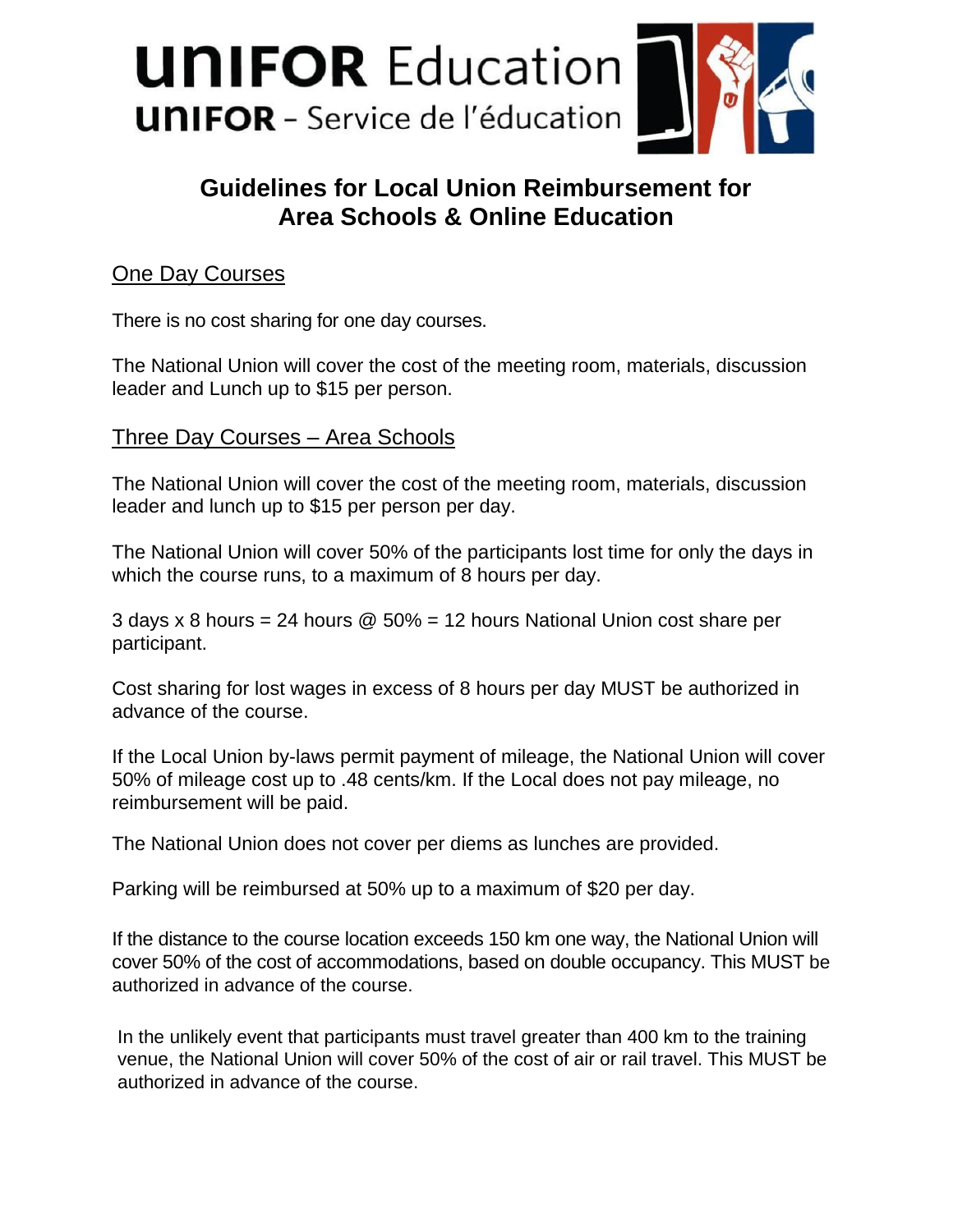**UNIFOR Education**
**UNIFOR** - Service de l'éducation

# Guidelines for Local Union Reimbursement for Area Schools & Online Education

## One Day Courses

There is no cost sharing for one day courses.

The National Union will cover the cost of the meeting room, materials, discussion leader and Lunch up to $15 per person.

## Three Day Courses – Area Schools

The National Union will cover the cost of the meeting room, materials, discussion leader and lunch up to $15 per person per day.

The National Union will cover 50% of the participants lost time for only the days in which the course runs, to a maximum of 8 hours per day.

3 days x 8 hours = 24 hours @ 50% = 12 hours National Union cost share per participant.

Cost sharing for lost wages in excess of 8 hours per day MUST be authorized in advance of the course.

If the Local Union by-laws permit payment of mileage, the National Union will cover 50% of mileage cost up to .48 cents/km. If the Local does not pay mileage, no reimbursement will be paid.

The National Union does not cover per diems as lunches are provided.

Parking will be reimbursed at 50% up to a maximum of $20 per day.

If the distance to the course location exceeds 150 km one way, the National Union will cover 50% of the cost of accommodations, based on double occupancy. This MUST be authorized in advance of the course.

In the unlikely event that participants must travel greater than 400 km to the training venue, the National Union will cover 50% of the cost of air or rail travel. This MUST be authorized in advance of the course.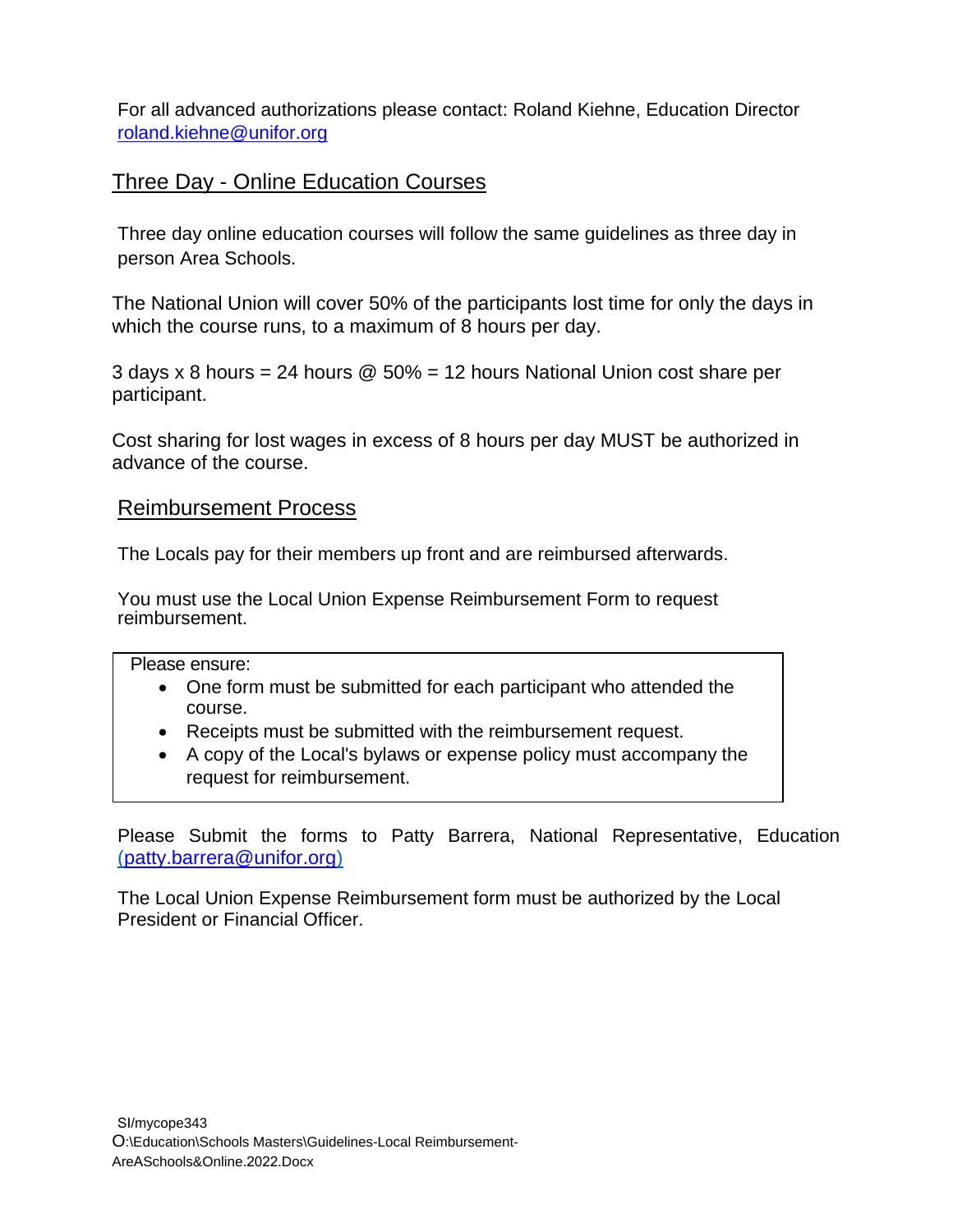For all advanced authorizations please contact: Roland Kiehne, Education Director roland.kiehne@unifor.org

## Three Day - Online Education Courses

Three day online education courses will follow the same guidelines as three day in person Area Schools.

The National Union will cover 50% of the participants lost time for only the days in which the course runs, to a maximum of 8 hours per day.

3 days x 8 hours = 24 hours @ 50% = 12 hours National Union cost share per participant.

Cost sharing for lost wages in excess of 8 hours per day MUST be authorized in advance of the course.

## Reimbursement Process

The Locals pay for their members up front and are reimbursed afterwards.

You must use the Local Union Expense Reimbursement Form to request reimbursement.

Please ensure:

- One form must be submitted for each participant who attended the course.
- Receipts must be submitted with the reimbursement request.
- A copy of the Local's bylaws or expense policy must accompany the request for reimbursement.

Please Submit the forms to Patty Barrera, National Representative, Education (patty.barrera@unifor.org)

The Local Union Expense Reimbursement form must be authorized by the Local President or Financial Officer.

SI/mycope343
O:\Education\Schools Masters\Guidelines-Local Reimbursement-AreASchools&Online.2022.Docx